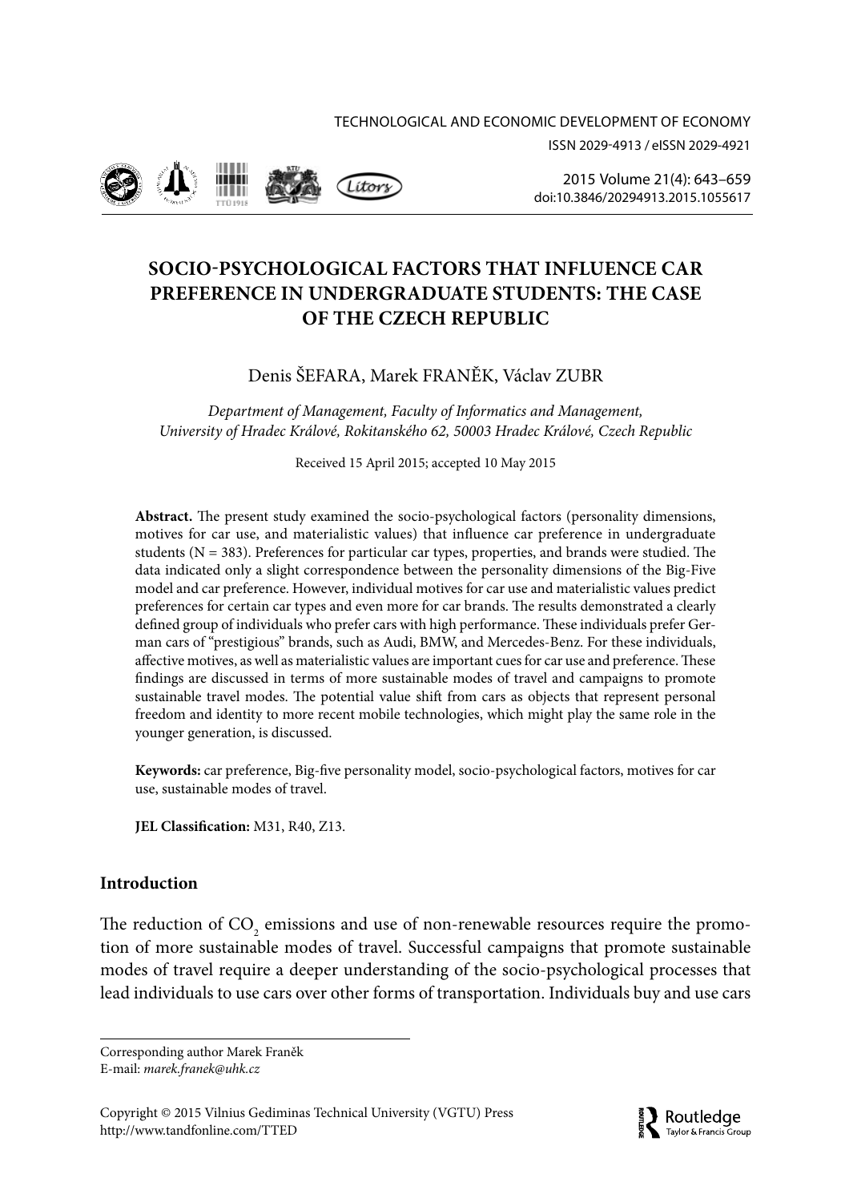# SOCIO-PSYCHOLOGICAL FACTORS THAT INFLUENCE CAR PREFERENCE IN UNDERGRADUATE STUDENTS: THE CASE OF THE CZECH REPUBLIC

Denis ŠEFARA, Marek FRANĚK, Václav ZUBR

*Department of Management, Faculty of Informatics and Management, University of Hradec Králové, Rokitanského 62, 50003 Hradec Králové, Czech Republic*

Received 15 April 2015; accepted 10 May 2015

**Abstract.** The present study examined the socio-psychological factors (personality dimensions, motives for car use, and materialistic values) that influence car preference in undergraduate students (N = 383). Preferences for particular car types, properties, and brands were studied. The data indicated only a slight correspondence between the personality dimensions of the Big-Five model and car preference. However, individual motives for car use and materialistic values predict preferences for certain car types and even more for car brands. The results demonstrated a clearly defined group of individuals who prefer cars with high performance. These individuals prefer German cars of "prestigious" brands, such as Audi, BMW, and Mercedes-Benz. For these individuals, affective motives, as well as materialistic values are important cues for car use and preference. These findings are discussed in terms of more sustainable modes of travel and campaigns to promote sustainable travel modes. The potential value shift from cars as objects that represent personal freedom and identity to more recent mobile technologies, which might play the same role in the younger generation, is discussed.

**Keywords:** car preference, Big-five personality model, socio-psychological factors, motives for car use, sustainable modes of travel.

**JEL Classification:** M31, R40, Z13.

## Introduction

The reduction of $CO_2$ emissions and use of non-renewable resources require the promotion of more sustainable modes of travel. Successful campaigns that promote sustainable modes of travel require a deeper understanding of the socio-psychological processes that lead individuals to use cars over other forms of transportation. Individuals buy and use cars

---

Corresponding author Marek Franěk
E-mail: *marek.franek@uhk.cz*

Copyright © 2015 Vilnius Gediminas Technical University (VGTU) Press
http://www.tandfonline.com/TTED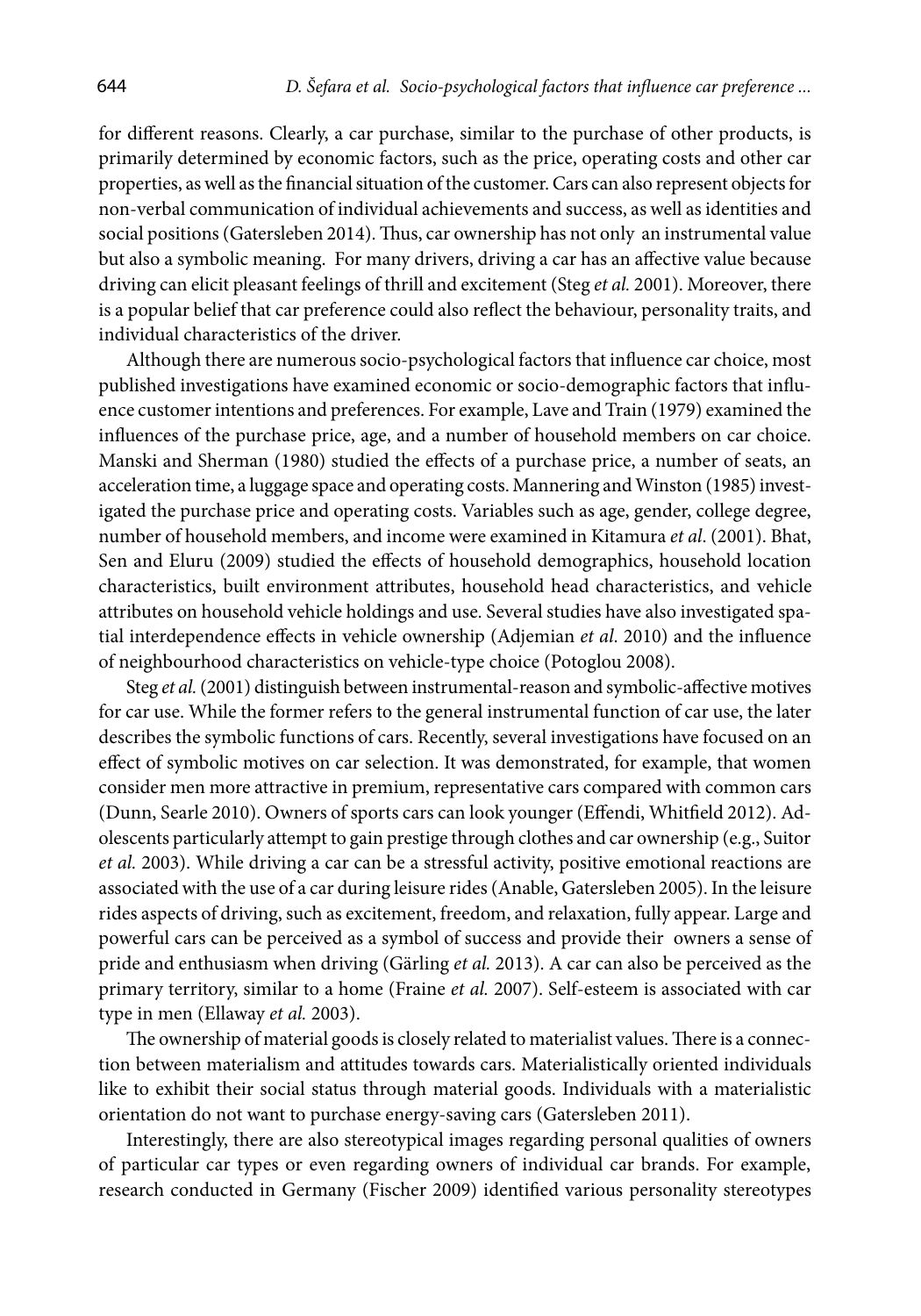for different reasons. Clearly, a car purchase, similar to the purchase of other products, is primarily determined by economic factors, such as the price, operating costs and other car properties, as well as the financial situation of the customer. Cars can also represent objects for non-verbal communication of individual achievements and success, as well as identities and social positions (Gatersleben 2014). Thus, car ownership has not only an instrumental value but also a symbolic meaning. For many drivers, driving a car has an affective value because driving can elicit pleasant feelings of thrill and excitement (Steg *et al.* 2001). Moreover, there is a popular belief that car preference could also reflect the behaviour, personality traits, and individual characteristics of the driver.

Although there are numerous socio-psychological factors that influence car choice, most published investigations have examined economic or socio-demographic factors that influence customer intentions and preferences. For example, Lave and Train (1979) examined the influences of the purchase price, age, and a number of household members on car choice. Manski and Sherman (1980) studied the effects of a purchase price, a number of seats, an acceleration time, a luggage space and operating costs. Mannering and Winston (1985) investigated the purchase price and operating costs. Variables such as age, gender, college degree, number of household members, and income were examined in Kitamura *et al*. (2001). Bhat, Sen and Eluru (2009) studied the effects of household demographics, household location characteristics, built environment attributes, household head characteristics, and vehicle attributes on household vehicle holdings and use. Several studies have also investigated spatial interdependence effects in vehicle ownership (Adjemian *et al*. 2010) and the influence of neighbourhood characteristics on vehicle-type choice (Potoglou 2008).

Steg *et al.* (2001) distinguish between instrumental-reason and symbolic-affective motives for car use. While the former refers to the general instrumental function of car use, the later describes the symbolic functions of cars. Recently, several investigations have focused on an effect of symbolic motives on car selection. It was demonstrated, for example, that women consider men more attractive in premium, representative cars compared with common cars (Dunn, Searle 2010). Owners of sports cars can look younger (Effendi, Whitfield 2012). Adolescents particularly attempt to gain prestige through clothes and car ownership (e.g., Suitor *et al.* 2003). While driving a car can be a stressful activity, positive emotional reactions are associated with the use of a car during leisure rides (Anable, Gatersleben 2005). In the leisure rides aspects of driving, such as excitement, freedom, and relaxation, fully appear. Large and powerful cars can be perceived as a symbol of success and provide their owners a sense of pride and enthusiasm when driving (Gärling *et al.* 2013). A car can also be perceived as the primary territory, similar to a home (Fraine *et al.* 2007). Self-esteem is associated with car type in men (Ellaway *et al.* 2003).

The ownership of material goods is closely related to materialist values. There is a connection between materialism and attitudes towards cars. Materialistically oriented individuals like to exhibit their social status through material goods. Individuals with a materialistic orientation do not want to purchase energy-saving cars (Gatersleben 2011).

Interestingly, there are also stereotypical images regarding personal qualities of owners of particular car types or even regarding owners of individual car brands. For example, research conducted in Germany (Fischer 2009) identified various personality stereotypes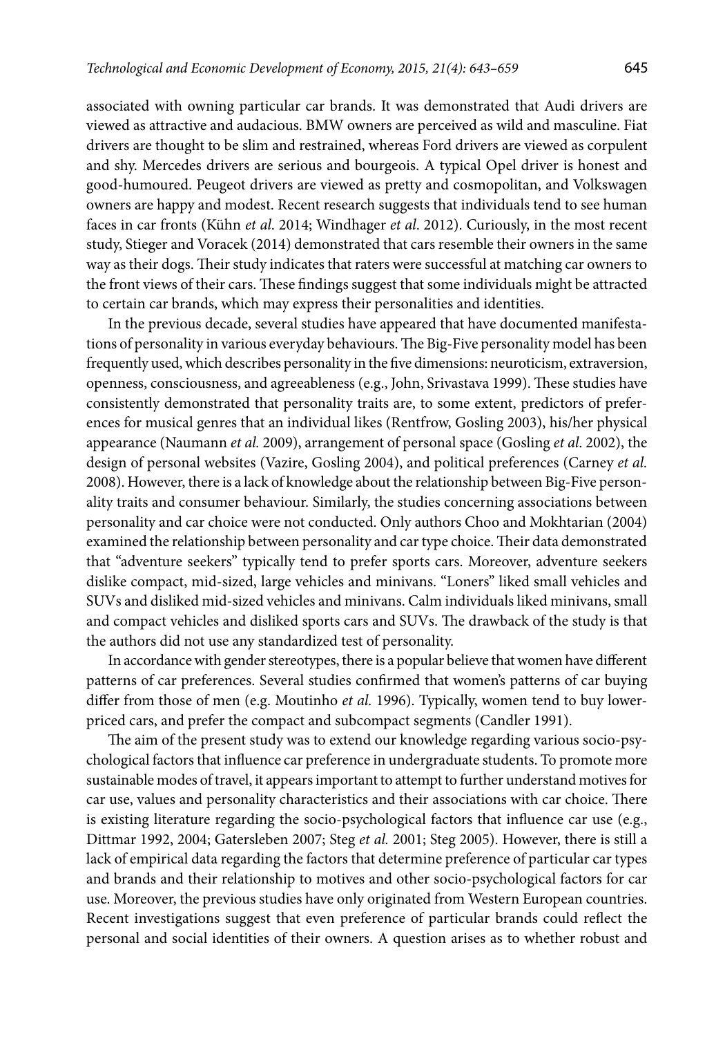associated with owning particular car brands. It was demonstrated that Audi drivers are viewed as attractive and audacious. BMW owners are perceived as wild and masculine. Fiat drivers are thought to be slim and restrained, whereas Ford drivers are viewed as corpulent and shy. Mercedes drivers are serious and bourgeois. A typical Opel driver is honest and good-humoured. Peugeot drivers are viewed as pretty and cosmopolitan, and Volkswagen owners are happy and modest. Recent research suggests that individuals tend to see human faces in car fronts (Kühn *et al.* 2014; Windhager *et al.* 2012). Curiously, in the most recent study, Stieger and Voracek (2014) demonstrated that cars resemble their owners in the same way as their dogs. Their study indicates that raters were successful at matching car owners to the front views of their cars. These findings suggest that some individuals might be attracted to certain car brands, which may express their personalities and identities.

In the previous decade, several studies have appeared that have documented manifestations of personality in various everyday behaviours. The Big-Five personality model has been frequently used, which describes personality in the five dimensions: neuroticism, extraversion, openness, consciousness, and agreeableness (e.g., John, Srivastava 1999). These studies have consistently demonstrated that personality traits are, to some extent, predictors of preferences for musical genres that an individual likes (Rentfrow, Gosling 2003), his/her physical appearance (Naumann *et al.* 2009), arrangement of personal space (Gosling *et al.* 2002), the design of personal websites (Vazire, Gosling 2004), and political preferences (Carney *et al.* 2008). However, there is a lack of knowledge about the relationship between Big-Five personality traits and consumer behaviour. Similarly, the studies concerning associations between personality and car choice were not conducted. Only authors Choo and Mokhtarian (2004) examined the relationship between personality and car type choice. Their data demonstrated that "adventure seekers" typically tend to prefer sports cars. Moreover, adventure seekers dislike compact, mid-sized, large vehicles and minivans. "Loners" liked small vehicles and SUVs and disliked mid-sized vehicles and minivans. Calm individuals liked minivans, small and compact vehicles and disliked sports cars and SUVs. The drawback of the study is that the authors did not use any standardized test of personality.

In accordance with gender stereotypes, there is a popular believe that women have different patterns of car preferences. Several studies confirmed that women's patterns of car buying differ from those of men (e.g. Moutinho *et al.* 1996). Typically, women tend to buy lower-priced cars, and prefer the compact and subcompact segments (Candler 1991).

The aim of the present study was to extend our knowledge regarding various socio-psychological factors that influence car preference in undergraduate students. To promote more sustainable modes of travel, it appears important to attempt to further understand motives for car use, values and personality characteristics and their associations with car choice. There is existing literature regarding the socio-psychological factors that influence car use (e.g., Dittmar 1992, 2004; Gatersleben 2007; Steg *et al.* 2001; Steg 2005). However, there is still a lack of empirical data regarding the factors that determine preference of particular car types and brands and their relationship to motives and other socio-psychological factors for car use. Moreover, the previous studies have only originated from Western European countries. Recent investigations suggest that even preference of particular brands could reflect the personal and social identities of their owners. A question arises as to whether robust and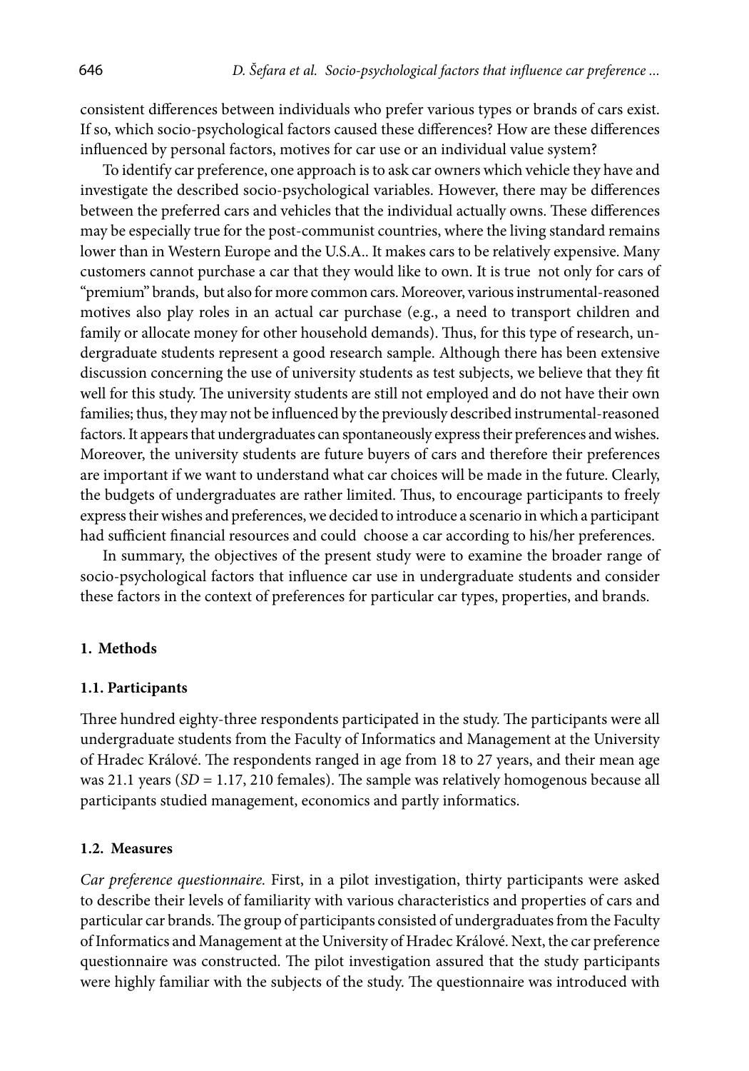consistent differences between individuals who prefer various types or brands of cars exist. If so, which socio-psychological factors caused these differences? How are these differences influenced by personal factors, motives for car use or an individual value system?

To identify car preference, one approach is to ask car owners which vehicle they have and investigate the described socio-psychological variables. However, there may be differences between the preferred cars and vehicles that the individual actually owns. These differences may be especially true for the post-communist countries, where the living standard remains lower than in Western Europe and the U.S.A.. It makes cars to be relatively expensive. Many customers cannot purchase a car that they would like to own. It is true not only for cars of "premium" brands, but also for more common cars. Moreover, various instrumental-reasoned motives also play roles in an actual car purchase (e.g., a need to transport children and family or allocate money for other household demands). Thus, for this type of research, undergraduate students represent a good research sample. Although there has been extensive discussion concerning the use of university students as test subjects, we believe that they fit well for this study. The university students are still not employed and do not have their own families; thus, they may not be influenced by the previously described instrumental-reasoned factors. It appears that undergraduates can spontaneously express their preferences and wishes. Moreover, the university students are future buyers of cars and therefore their preferences are important if we want to understand what car choices will be made in the future. Clearly, the budgets of undergraduates are rather limited. Thus, to encourage participants to freely express their wishes and preferences, we decided to introduce a scenario in which a participant had sufficient financial resources and could choose a car according to his/her preferences.

In summary, the objectives of the present study were to examine the broader range of socio-psychological factors that influence car use in undergraduate students and consider these factors in the context of preferences for particular car types, properties, and brands.

## 1. Methods

### 1.1. Participants

Three hundred eighty-three respondents participated in the study. The participants were all undergraduate students from the Faculty of Informatics and Management at the University of Hradec Králové. The respondents ranged in age from 18 to 27 years, and their mean age was 21.1 years ($SD$ = 1.17, 210 females). The sample was relatively homogenous because all participants studied management, economics and partly informatics.

### 1.2. Measures

*Car preference questionnaire.* First, in a pilot investigation, thirty participants were asked to describe their levels of familiarity with various characteristics and properties of cars and particular car brands. The group of participants consisted of undergraduates from the Faculty of Informatics and Management at the University of Hradec Králové. Next, the car preference questionnaire was constructed. The pilot investigation assured that the study participants were highly familiar with the subjects of the study. The questionnaire was introduced with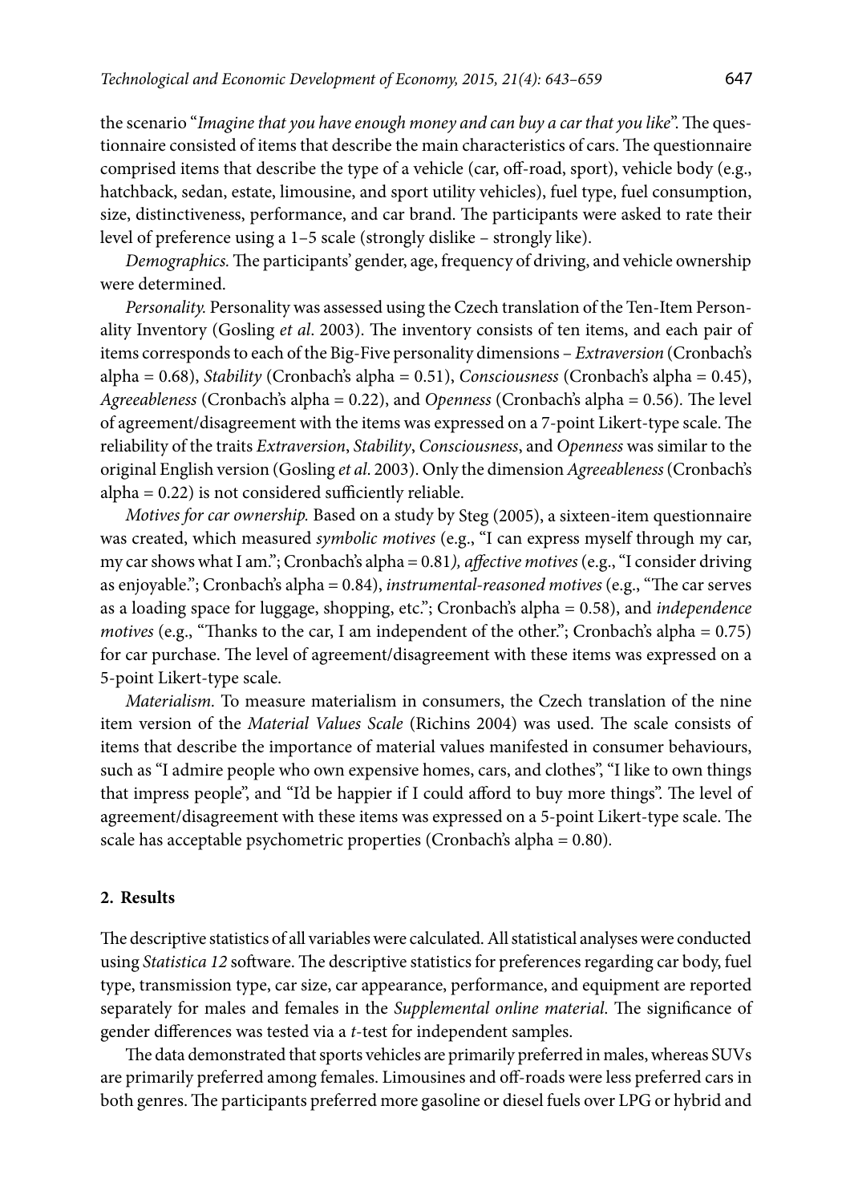the scenario "*Imagine that you have enough money and can buy a car that you like*". The questionnaire consisted of items that describe the main characteristics of cars. The questionnaire comprised items that describe the type of a vehicle (car, off-road, sport), vehicle body (e.g., hatchback, sedan, estate, limousine, and sport utility vehicles), fuel type, fuel consumption, size, distinctiveness, performance, and car brand. The participants were asked to rate their level of preference using a 1–5 scale (strongly dislike – strongly like).

*Demographics.* The participants' gender, age, frequency of driving, and vehicle ownership were determined.

*Personality.* Personality was assessed using the Czech translation of the Ten-Item Personality Inventory (Gosling *et al*. 2003). The inventory consists of ten items, and each pair of items corresponds to each of the Big-Five personality dimensions – *Extraversion* (Cronbach's alpha = 0.68), *Stability* (Cronbach's alpha = 0.51), *Consciousness* (Cronbach's alpha = 0.45), *Agreeableness* (Cronbach's alpha = 0.22), and *Openness* (Cronbach's alpha = 0.56). The level of agreement/disagreement with the items was expressed on a 7-point Likert-type scale. The reliability of the traits *Extraversion*, *Stability*, *Consciousness*, and *Openness* was similar to the original English version (Gosling *et al*. 2003). Only the dimension *Agreeableness* (Cronbach's alpha = 0.22) is not considered sufficiently reliable.

*Motives for car ownership.* Based on a study by Steg (2005), a sixteen-item questionnaire was created, which measured *symbolic motives* (e.g., "I can express myself through my car, my car shows what I am."; Cronbach's alpha = 0.81*), affective motives* (e.g., "I consider driving as enjoyable."; Cronbach's alpha = 0.84), *instrumental-reasoned motives* (e.g., "The car serves as a loading space for luggage, shopping, etc."; Cronbach's alpha = 0.58), and *independence motives* (e.g., "Thanks to the car, I am independent of the other."; Cronbach's alpha = 0.75) for car purchase. The level of agreement/disagreement with these items was expressed on a 5-point Likert-type scale.

*Materialism.* To measure materialism in consumers, the Czech translation of the nine item version of the *Material Values Scale* (Richins 2004) was used. The scale consists of items that describe the importance of material values manifested in consumer behaviours, such as "I admire people who own expensive homes, cars, and clothes", "I like to own things that impress people", and "I'd be happier if I could afford to buy more things". The level of agreement/disagreement with these items was expressed on a 5-point Likert-type scale. The scale has acceptable psychometric properties (Cronbach's alpha = 0.80).

## 2. Results

The descriptive statistics of all variables were calculated. All statistical analyses were conducted using *Statistica 12* software. The descriptive statistics for preferences regarding car body, fuel type, transmission type, car size, car appearance, performance, and equipment are reported separately for males and females in the *Supplemental online material*. The significance of gender differences was tested via a *t*-test for independent samples.

The data demonstrated that sports vehicles are primarily preferred in males, whereas SUVs are primarily preferred among females. Limousines and off-roads were less preferred cars in both genres. The participants preferred more gasoline or diesel fuels over LPG or hybrid and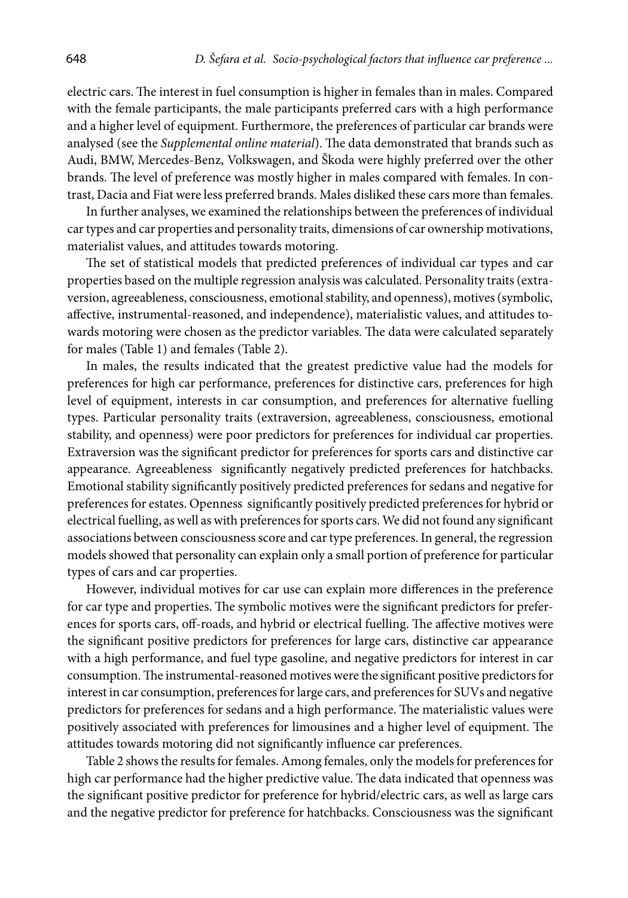electric cars. The interest in fuel consumption is higher in females than in males. Compared with the female participants, the male participants preferred cars with a high performance and a higher level of equipment. Furthermore, the preferences of particular car brands were analysed (see the *Supplemental online material*). The data demonstrated that brands such as Audi, BMW, Mercedes-Benz, Volkswagen, and Škoda were highly preferred over the other brands. The level of preference was mostly higher in males compared with females. In contrast, Dacia and Fiat were less preferred brands. Males disliked these cars more than females.

In further analyses, we examined the relationships between the preferences of individual car types and car properties and personality traits, dimensions of car ownership motivations, materialist values, and attitudes towards motoring.

The set of statistical models that predicted preferences of individual car types and car properties based on the multiple regression analysis was calculated. Personality traits (extraversion, agreeableness, consciousness, emotional stability, and openness), motives (symbolic, affective, instrumental-reasoned, and independence), materialistic values, and attitudes towards motoring were chosen as the predictor variables. The data were calculated separately for males (Table 1) and females (Table 2).

In males, the results indicated that the greatest predictive value had the models for preferences for high car performance, preferences for distinctive cars, preferences for high level of equipment, interests in car consumption, and preferences for alternative fuelling types. Particular personality traits (extraversion, agreeableness, consciousness, emotional stability, and openness) were poor predictors for preferences for individual car properties. Extraversion was the significant predictor for preferences for sports cars and distinctive car appearance. Agreeableness significantly negatively predicted preferences for hatchbacks. Emotional stability significantly positively predicted preferences for sedans and negative for preferences for estates. Openness significantly positively predicted preferences for hybrid or electrical fuelling, as well as with preferences for sports cars. We did not found any significant associations between consciousness score and car type preferences. In general, the regression models showed that personality can explain only a small portion of preference for particular types of cars and car properties.

However, individual motives for car use can explain more differences in the preference for car type and properties. The symbolic motives were the significant predictors for preferences for sports cars, off-roads, and hybrid or electrical fuelling. The affective motives were the significant positive predictors for preferences for large cars, distinctive car appearance with a high performance, and fuel type gasoline, and negative predictors for interest in car consumption. The instrumental-reasoned motives were the significant positive predictors for interest in car consumption, preferences for large cars, and preferences for SUVs and negative predictors for preferences for sedans and a high performance. The materialistic values were positively associated with preferences for limousines and a higher level of equipment. The attitudes towards motoring did not significantly influence car preferences.

Table 2 shows the results for females. Among females, only the models for preferences for high car performance had the higher predictive value. The data indicated that openness was the significant positive predictor for preference for hybrid/electric cars, as well as large cars and the negative predictor for preference for hatchbacks. Consciousness was the significant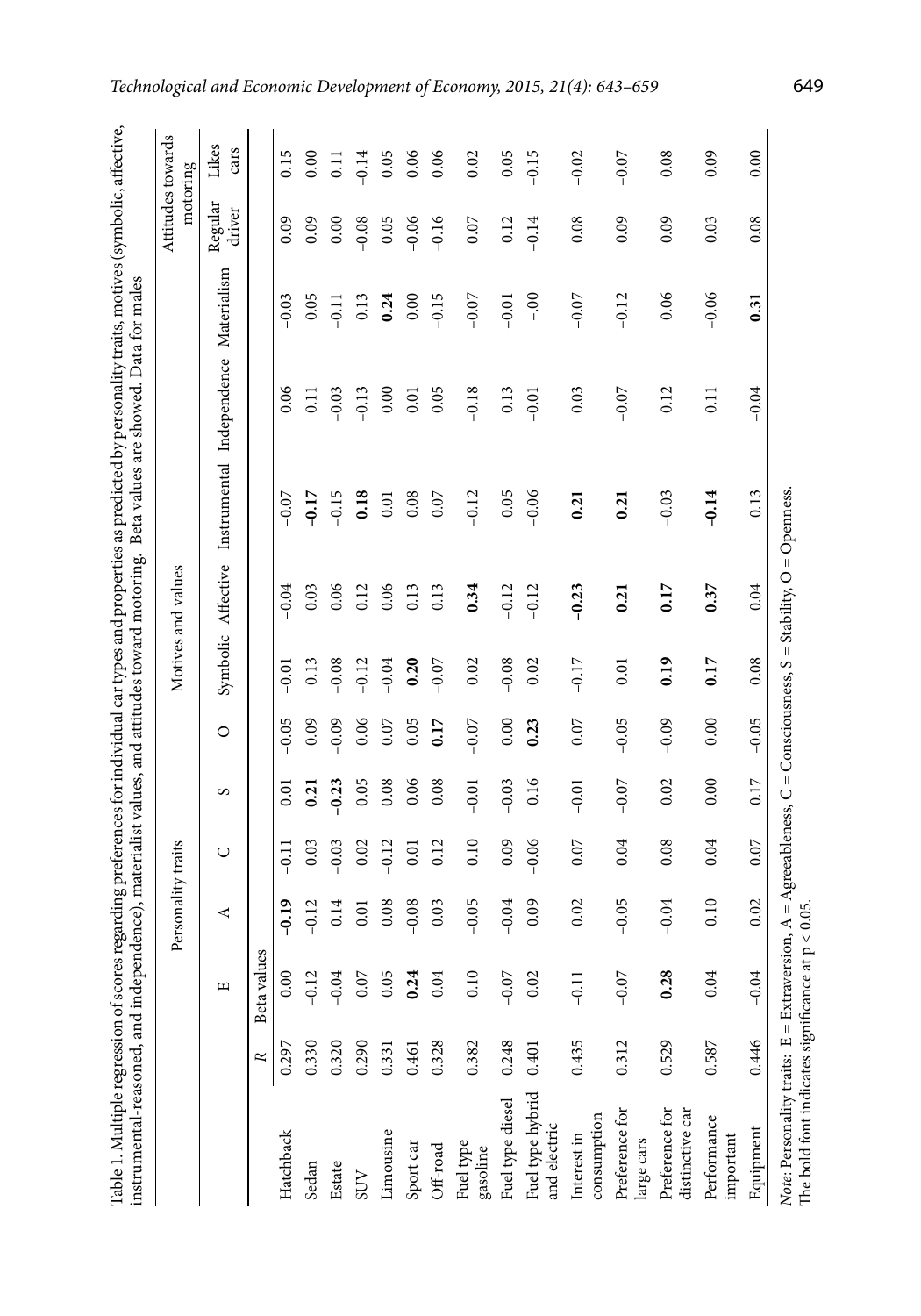Table 1. Multiple regression of scores regarding preferences for individual car types and properties as predicted by personality traits, motives (symbolic, affective, instrumental-reasoned, and independence), materialist values, and attitudes toward motoring. Beta values are showed. Data for males

| | | Personality traits | | | | | Motives and values | | | | | Attitudes towards motoring | |
|---|---|---|---|---|---|---|---|---|---|---|---|---|---|
| | *R* | E | A | C | S | O | Symbolic | Affective | Instrumental | Independence | Materialism | Regular driver | Likes cars |
| | | Beta values | | | | | | | | | | | |
| Hatchback | 0.297 | 0.00 | **–0.19** | –0.11 | 0.01 | –0.05 | –0.01 | –0.04 | –0.07 | 0.06 | –0.03 | 0.09 | 0.15 |
| Sedan | 0.330 | –0.12 | –0.12 | 0.03 | **0.21** | 0.09 | 0.13 | 0.03 | **–0.17** | 0.11 | 0.05 | 0.09 | 0.00 |
| Estate | 0.320 | –0.04 | 0.14 | –0.03 | **–0.23** | –0.09 | –0.08 | 0.06 | –0.15 | –0.03 | –0.11 | 0.00 | 0.11 |
| SUV | 0.290 | 0.07 | 0.01 | 0.02 | 0.05 | 0.06 | –0.12 | 0.12 | **0.18** | –0.13 | 0.13 | –0.08 | –0.14 |
| Limousine | 0.331 | 0.05 | 0.08 | –0.12 | 0.08 | 0.07 | –0.04 | 0.06 | 0.01 | 0.00 | **0.24** | 0.05 | 0.05 |
| Sport car | 0.461 | **0.24** | –0.08 | 0.01 | 0.06 | 0.05 | **0.20** | 0.13 | 0.08 | 0.01 | 0.00 | –0.06 | 0.06 |
| Off-road | 0.328 | 0.04 | 0.03 | 0.12 | 0.08 | **0.17** | –0.07 | 0.13 | 0.07 | 0.05 | –0.15 | –0.16 | 0.06 |
| Fuel type gasoline | 0.382 | 0.10 | –0.05 | 0.10 | –0.01 | –0.07 | 0.02 | **0.34** | –0.12 | –0.18 | –0.07 | 0.07 | 0.02 |
| Fuel type diesel | 0.248 | –0.07 | –0.04 | 0.09 | –0.03 | 0.00 | –0.08 | –0.12 | 0.05 | 0.13 | –0.01 | 0.12 | 0.05 |
| Fuel type hybrid and electric | 0.401 | 0.02 | 0.09 | –0.06 | 0.16 | **0.23** | 0.02 | –0.12 | –0.06 | –0.01 | -.00 | –0.14 | –0.15 |
| Interest in consumption | 0.435 | –0.11 | 0.02 | 0.07 | –0.01 | 0.07 | –0.17 | **–0.23** | **0.21** | 0.03 | –0.07 | 0.08 | –0.02 |
| Preference for large cars | 0.312 | –0.07 | –0.05 | 0.04 | –0.07 | –0.05 | 0.01 | **0.21** | **0.21** | –0.07 | –0.12 | 0.09 | –0.07 |
| Preference for distinctive car | 0.529 | **0.28** | –0.04 | 0.08 | 0.02 | –0.09 | **0.19** | **0.17** | –0.03 | 0.12 | 0.06 | 0.09 | 0.08 |
| Performance important | 0.587 | 0.04 | 0.10 | 0.04 | 0.00 | 0.00 | **0.17** | **0.37** | **–0.14** | 0.11 | –0.06 | 0.03 | 0.09 |
| Equipment | 0.446 | –0.04 | 0.02 | 0.07 | 0.17 | –0.05 | 0.08 | 0.04 | 0.13 | –0.04 | **0.31** | 0.08 | 0.00 |

*Note*: Personality traits: E = Extraversion, A = Agreeableness, C = Consciousness, S = Stability, O = Openness.
The bold font indicates significance at $p < 0.05$.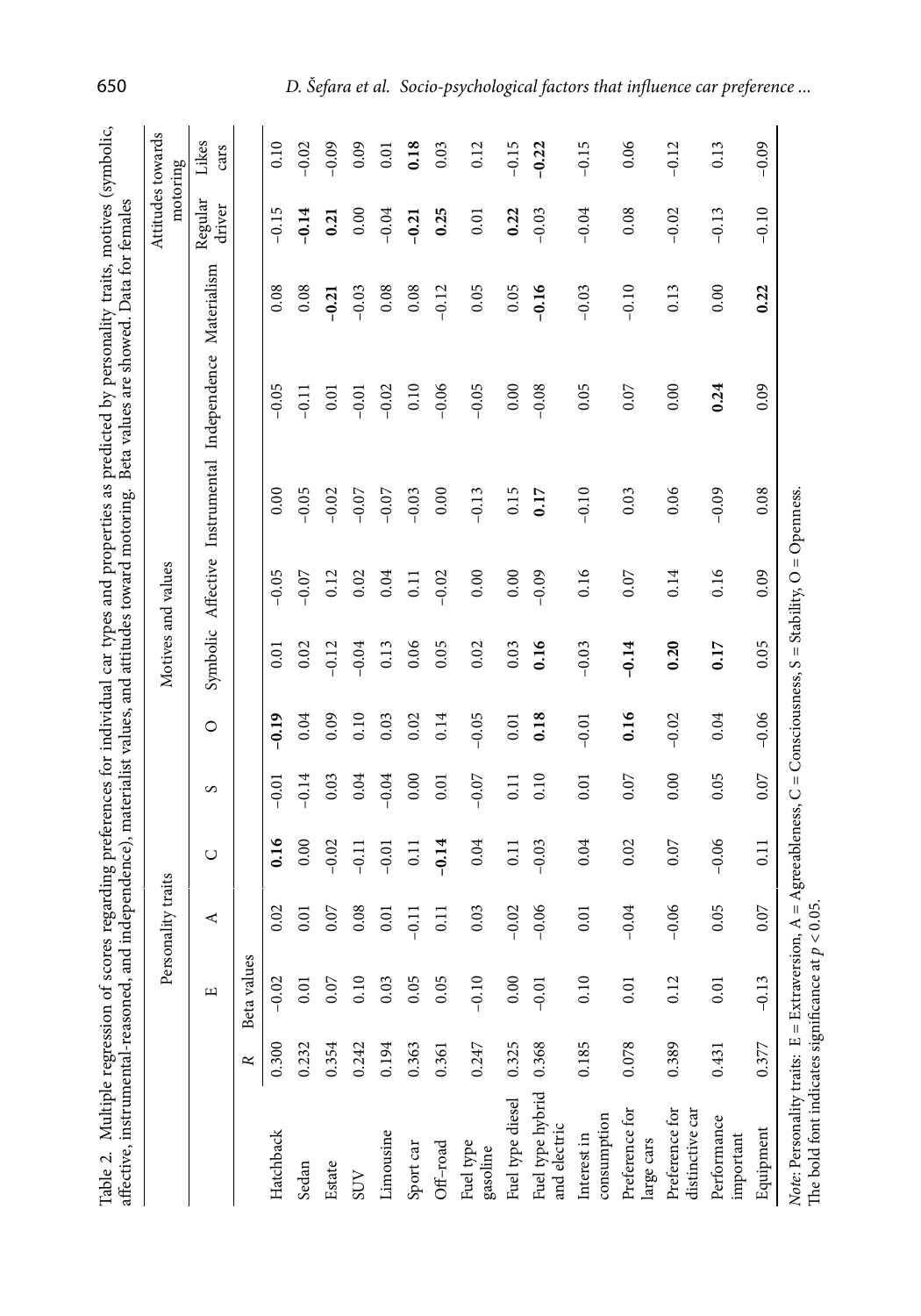Table 2. Multiple regression of scores regarding preferences for individual car types and properties as predicted by personality traits, motives (symbolic, affective, instrumental-reasoned, and independence), materialist values, and attitudes toward motoring. Beta values are showed. Data for females

| | | Personality traits | | | | | Motives and values | | | | | Attitudes towards motoring | |
|---|---|---|---|---|---|---|---|---|---|---|---|---|---|
| | | E | A | C | S | O | Symbolic | Affective | Instrumental | Independence | Materialism | Regular driver | Likes cars |
| | *R* | Beta values | | | | | | | | | | | |
| Hatchback | 0.300 | –0.02 | 0.02 | **0.16** | –0.01 | **–0.19** | 0.01 | –0.05 | 0.00 | –0.05 | 0.08 | –0.15 | 0.10 |
| Sedan | 0.232 | 0.01 | 0.01 | 0.00 | –0.14 | 0.04 | 0.02 | –0.07 | –0.05 | –0.11 | 0.08 | **–0.14** | –0.02 |
| Estate | 0.354 | 0.07 | 0.07 | –0.02 | 0.03 | 0.09 | –0.12 | 0.12 | –0.02 | 0.01 | **–0.21** | **0.21** | –0.09 |
| SUV | 0.242 | 0.10 | 0.08 | –0.11 | 0.04 | 0.10 | –0.04 | 0.02 | –0.07 | –0.01 | –0.03 | 0.00 | 0.09 |
| Limousine | 0.194 | 0.03 | 0.01 | –0.01 | –0.04 | 0.03 | 0.13 | 0.04 | –0.07 | –0.02 | 0.08 | –0.04 | 0.01 |
| Sport car | 0.363 | 0.05 | –0.11 | 0.11 | 0.00 | 0.02 | 0.06 | 0.11 | –0.03 | 0.10 | 0.08 | **–0.21** | **0.18** |
| Off-road | 0.361 | 0.05 | 0.11 | **–0.14** | 0.01 | 0.14 | 0.05 | –0.02 | 0.00 | –0.06 | –0.12 | **0.25** | 0.03 |
| Fuel type gasoline | 0.247 | –0.10 | 0.03 | 0.04 | –0.07 | –0.05 | 0.02 | 0.00 | –0.13 | –0.05 | 0.05 | 0.01 | 0.12 |
| Fuel type diesel | 0.325 | 0.00 | –0.02 | 0.11 | 0.11 | 0.01 | 0.03 | 0.00 | 0.15 | 0.00 | 0.05 | **0.22** | –0.15 |
| Fuel type hybrid and electric | 0.368 | –0.01 | –0.06 | –0.03 | 0.10 | **0.18** | **0.16** | –0.09 | **0.17** | –0.08 | **–0.16** | –0.03 | **–0.22** |
| Interest in consumption | 0.185 | 0.10 | 0.01 | 0.04 | 0.01 | –0.01 | –0.03 | 0.16 | –0.10 | 0.05 | –0.03 | –0.04 | –0.15 |
| Preference for large cars | 0.078 | 0.01 | –0.04 | 0.02 | 0.07 | **0.16** | **–0.14** | 0.07 | 0.03 | 0.07 | –0.10 | 0.08 | 0.06 |
| Preference for distinctive car | 0.389 | 0.12 | –0.06 | 0.07 | 0.00 | –0.02 | **0.20** | 0.14 | 0.06 | 0.00 | 0.13 | –0.02 | –0.12 |
| Performance important | 0.431 | 0.01 | 0.05 | –0.06 | 0.05 | 0.04 | **0.17** | 0.16 | –0.09 | **0.24** | 0.00 | –0.13 | 0.13 |
| Equipment | 0.377 | –0.13 | 0.07 | 0.11 | 0.07 | –0.06 | 0.05 | 0.09 | 0.08 | 0.09 | **0.22** | –0.10 | –0.09 |

*Note*: Personality traits: E = Extraversion, A = Agreeableness, C = Consciousness, S = Stability, O = Openness.
The bold font indicates significance at $p < 0.05$.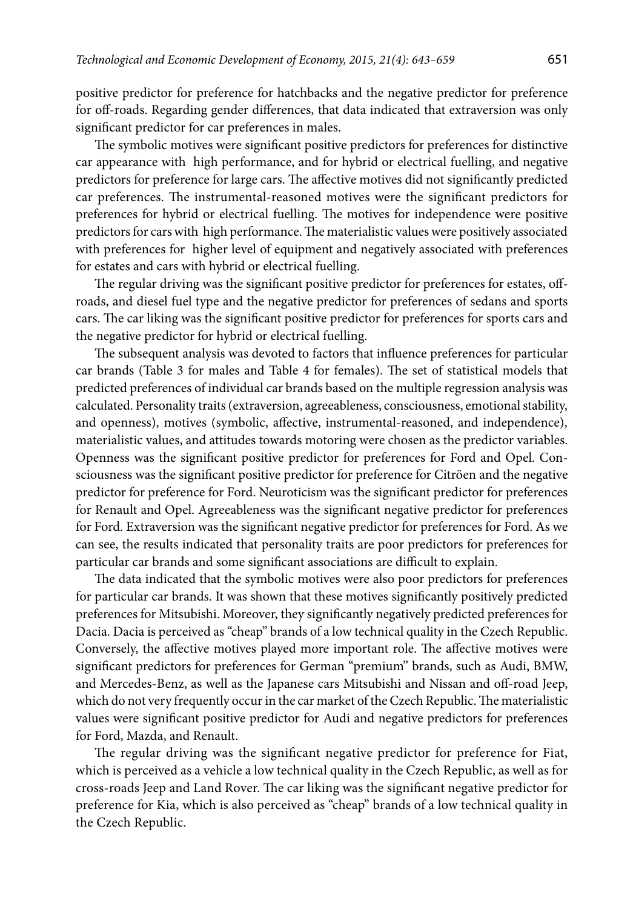positive predictor for preference for hatchbacks and the negative predictor for preference for off-roads. Regarding gender differences, that data indicated that extraversion was only significant predictor for car preferences in males.

The symbolic motives were significant positive predictors for preferences for distinctive car appearance with high performance, and for hybrid or electrical fuelling, and negative predictors for preference for large cars. The affective motives did not significantly predicted car preferences. The instrumental-reasoned motives were the significant predictors for preferences for hybrid or electrical fuelling. The motives for independence were positive predictors for cars with high performance. The materialistic values were positively associated with preferences for higher level of equipment and negatively associated with preferences for estates and cars with hybrid or electrical fuelling.

The regular driving was the significant positive predictor for preferences for estates, off-roads, and diesel fuel type and the negative predictor for preferences of sedans and sports cars. The car liking was the significant positive predictor for preferences for sports cars and the negative predictor for hybrid or electrical fuelling.

The subsequent analysis was devoted to factors that influence preferences for particular car brands (Table 3 for males and Table 4 for females). The set of statistical models that predicted preferences of individual car brands based on the multiple regression analysis was calculated. Personality traits (extraversion, agreeableness, consciousness, emotional stability, and openness), motives (symbolic, affective, instrumental-reasoned, and independence), materialistic values, and attitudes towards motoring were chosen as the predictor variables. Openness was the significant positive predictor for preferences for Ford and Opel. Consciousness was the significant positive predictor for preference for Citröen and the negative predictor for preference for Ford. Neuroticism was the significant predictor for preferences for Renault and Opel. Agreeableness was the significant negative predictor for preferences for Ford. Extraversion was the significant negative predictor for preferences for Ford. As we can see, the results indicated that personality traits are poor predictors for preferences for particular car brands and some significant associations are difficult to explain.

The data indicated that the symbolic motives were also poor predictors for preferences for particular car brands. It was shown that these motives significantly positively predicted preferences for Mitsubishi. Moreover, they significantly negatively predicted preferences for Dacia. Dacia is perceived as "cheap" brands of a low technical quality in the Czech Republic. Conversely, the affective motives played more important role. The affective motives were significant predictors for preferences for German "premium" brands, such as Audi, BMW, and Mercedes-Benz, as well as the Japanese cars Mitsubishi and Nissan and off-road Jeep, which do not very frequently occur in the car market of the Czech Republic. The materialistic values were significant positive predictor for Audi and negative predictors for preferences for Ford, Mazda, and Renault.

The regular driving was the significant negative predictor for preference for Fiat, which is perceived as a vehicle a low technical quality in the Czech Republic, as well as for cross-roads Jeep and Land Rover. The car liking was the significant negative predictor for preference for Kia, which is also perceived as "cheap" brands of a low technical quality in the Czech Republic.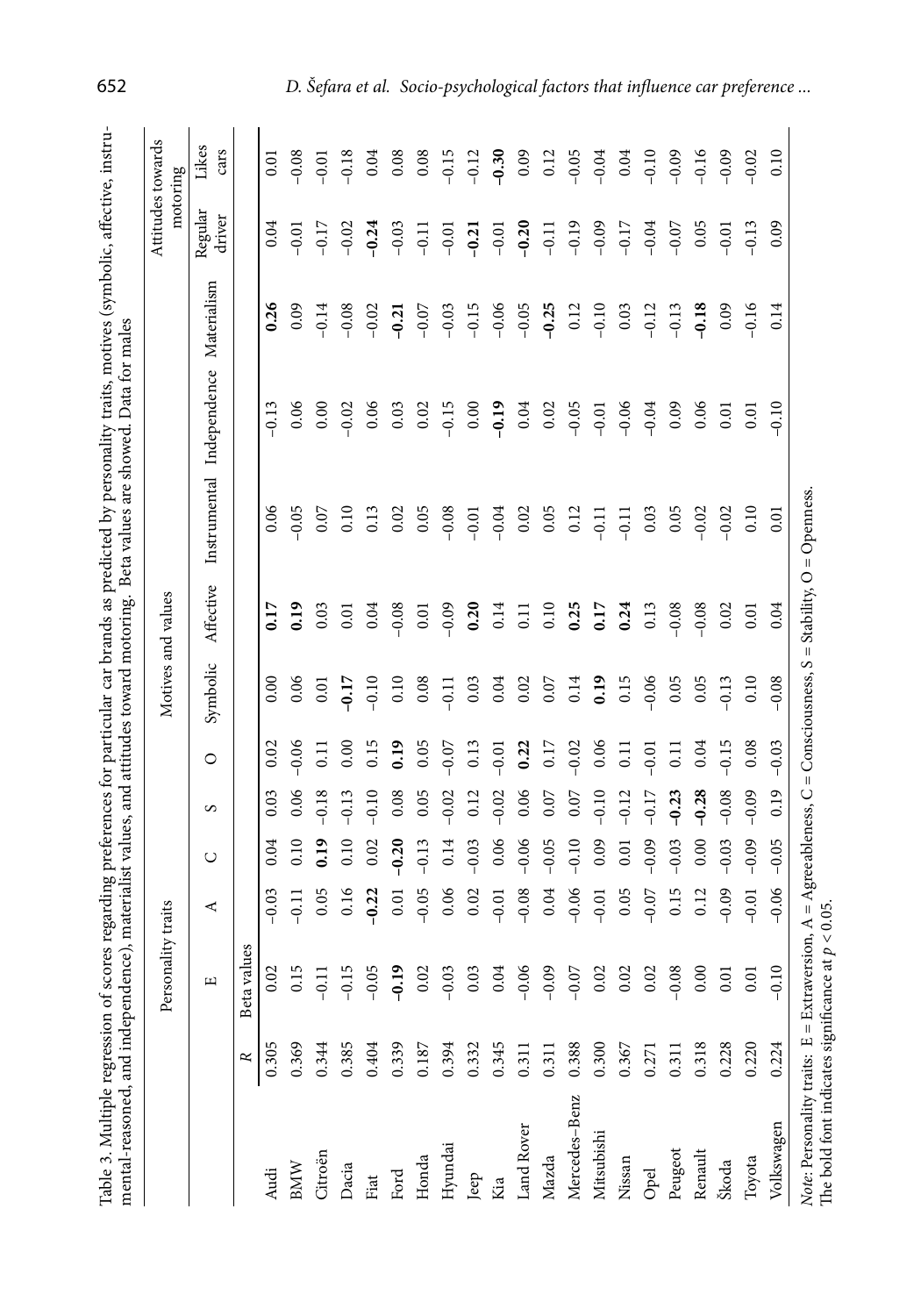Table 3. Multiple regression of scores regarding preferences for particular car brands as predicted by personality traits, motives (symbolic, affective, instrumental-reasoned, and independence), materialist values, and attitudes toward motoring. Beta values are showed. Data for males

| | | Personality traits | | | | | Motives and values | | | | | Attitudes towards motoring | |
|---|---|---|---|---|---|---|---|---|---|---|---|---|---|
| | | E | A | C | S | O | Symbolic | Affective | Instrumental | Independence | Materialism | Regular driver | Likes cars |
| | *R* | Beta values | | | | | | | | | | | |
| Audi | 0.305 | 0.02 | −0.03 | 0.04 | 0.03 | 0.02 | 0.00 | **0.17** | 0.06 | −0.13 | **0.26** | 0.04 | 0.01 |
| BMW | 0.369 | 0.15 | −0.11 | 0.10 | 0.06 | −0.06 | 0.06 | **0.19** | −0.05 | 0.06 | 0.09 | −0.01 | −0.08 |
| Citroën | 0.344 | −0.11 | 0.05 | **0.19** | −0.18 | 0.11 | 0.01 | 0.03 | 0.07 | 0.00 | −0.14 | −0.17 | −0.01 |
| Dacia | 0.385 | −0.15 | 0.16 | 0.10 | −0.13 | 0.00 | **−0.17** | 0.01 | 0.10 | −0.02 | −0.08 | −0.02 | −0.18 |
| Fiat | 0.404 | −0.05 | **−0.22** | 0.02 | −0.10 | 0.15 | −0.10 | 0.04 | 0.13 | 0.06 | −0.02 | **−0.24** | 0.04 |
| Ford | 0.339 | **−0.19** | 0.01 | **−0.20** | 0.08 | **0.19** | 0.10 | −0.08 | 0.02 | 0.03 | **−0.21** | −0.03 | 0.08 |
| Honda | 0.187 | 0.02 | −0.05 | −0.13 | 0.05 | 0.05 | 0.08 | 0.01 | 0.05 | 0.02 | −0.07 | −0.11 | 0.08 |
| Hyundai | 0.394 | −0.03 | 0.06 | 0.14 | −0.02 | −0.07 | −0.11 | −0.09 | −0.08 | −0.15 | −0.03 | −0.01 | −0.15 |
| Jeep | 0.332 | 0.03 | 0.02 | −0.03 | 0.12 | 0.13 | 0.03 | **0.20** | −0.01 | 0.00 | −0.15 | **−0.21** | −0.12 |
| Kia | 0.345 | 0.04 | −0.01 | 0.06 | −0.02 | −0.01 | 0.04 | 0.14 | −0.04 | **−0.19** | −0.06 | −0.01 | **−0.30** |
| Land Rover | 0.311 | −0.06 | −0.08 | −0.06 | 0.06 | **0.22** | 0.02 | 0.11 | 0.02 | 0.04 | −0.05 | **−0.20** | 0.09 |
| Mazda | 0.311 | −0.09 | 0.04 | −0.05 | 0.07 | 0.17 | 0.07 | 0.10 | 0.05 | 0.02 | **−0.25** | −0.11 | 0.12 |
| Mercedes-Benz | 0.388 | −0.07 | −0.06 | −0.10 | 0.07 | −0.02 | 0.14 | **0.25** | 0.12 | −0.05 | 0.12 | −0.19 | −0.05 |
| Mitsubishi | 0.300 | 0.02 | −0.01 | 0.09 | −0.10 | 0.06 | **0.19** | **0.17** | −0.11 | −0.01 | −0.10 | −0.09 | −0.04 |
| Nissan | 0.367 | 0.02 | 0.05 | 0.01 | −0.12 | 0.11 | 0.15 | **0.24** | −0.11 | −0.06 | 0.03 | −0.17 | 0.04 |
| Opel | 0.271 | 0.02 | −0.07 | −0.09 | −0.17 | −0.01 | −0.06 | 0.13 | 0.03 | −0.04 | −0.12 | −0.04 | −0.10 |
| Peugeot | 0.311 | −0.08 | 0.15 | −0.03 | **−0.23** | 0.11 | 0.05 | −0.08 | 0.05 | 0.09 | −0.13 | −0.07 | −0.09 |
| Renault | 0.318 | 0.00 | 0.12 | 0.00 | **−0.28** | 0.04 | 0.05 | −0.08 | −0.02 | 0.06 | **−0.18** | 0.05 | −0.16 |
| Škoda | 0.228 | 0.01 | −0.09 | −0.03 | −0.08 | −0.15 | −0.13 | 0.02 | −0.02 | 0.01 | 0.09 | −0.01 | −0.09 |
| Toyota | 0.220 | 0.01 | −0.01 | −0.09 | −0.09 | 0.08 | 0.10 | 0.01 | 0.10 | 0.01 | −0.16 | −0.13 | −0.02 |
| Volkswagen | 0.224 | −0.10 | −0.06 | −0.05 | 0.19 | −0.03 | −0.08 | 0.04 | 0.01 | −0.10 | 0.14 | 0.09 | 0.10 |

*Note*: Personality traits: E = Extraversion, A = Agreeableness, C = Consciousness, S = Stability, O = Openness.
The bold font indicates significance at $p < 0.05$.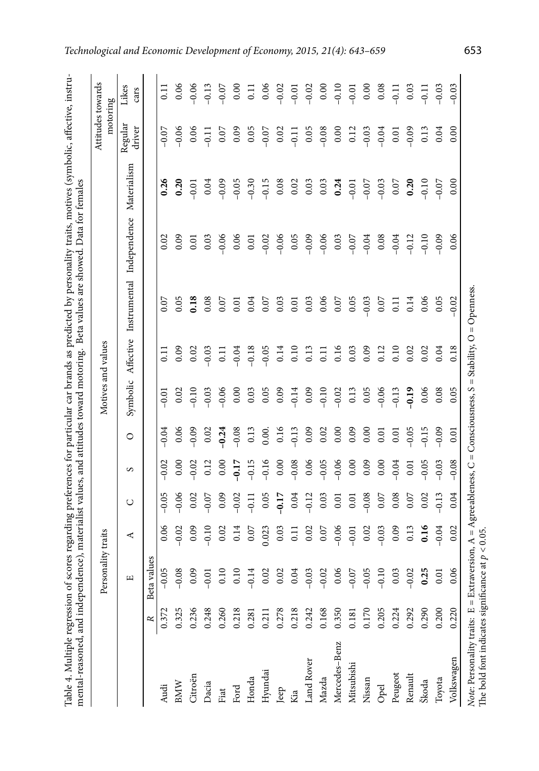Table 4. Multiple regression of scores regarding preferences for particular car brands as predicted by personality traits, motives (symbolic, affective, instrumental-reasoned, and independence), materialist values, and attitudes toward motoring. Beta values are showed. Data for females

| | | Personality traits | | | | | Motives and values | | | | | Attitudes towards motoring | |
|---|---|---|---|---|---|---|---|---|---|---|---|---|---|
| | | E | A | C | S | O | Symbolic | Affective | Instrumental | Independence | Materialism | Regular driver | Likes cars |
| | *R* | Beta values | | | | | | | | | | | |
| Audi | 0.372 | –0.05 | 0.06 | –0.05 | –0.02 | –0.04 | –0.01 | 0.11 | 0.07 | 0.02 | **0.26** | –0.07 | 0.11 |
| BMW | 0.325 | –0.08 | –0.02 | –0.06 | 0.00 | 0.06 | 0.02 | 0.09 | 0.05 | 0.09 | **0.20** | –0.06 | 0.06 |
| Citroën | 0.236 | 0.09 | 0.09 | 0.02 | –0.02 | –0.09 | –0.10 | 0.02 | **0.18** | 0.01 | –0.01 | 0.06 | –0.06 |
| Dacia | 0.248 | –0.01 | –0.10 | –0.07 | 0.12 | 0.02 | –0.03 | –0.03 | 0.08 | 0.03 | 0.04 | –0.11 | –0.13 |
| Fiat | 0.260 | 0.10 | 0.02 | 0.09 | 0.00 | **–0.24** | –0.06 | 0.11 | 0.07 | –0.06 | –0.09 | 0.07 | –0.07 |
| Ford | 0.218 | 0.10 | 0.14 | –0.02 | **–0.17** | –0.08 | 0.00 | –0.04 | 0.01 | 0.06 | –0.05 | 0.09 | 0.00 |
| Honda | 0.281 | –0.14 | 0.07 | –0.11 | –0.15 | 0.13 | 0.03 | –0.18 | 0.04 | 0.01 | –0.30 | 0.05 | 0.11 |
| Hyundai | 0.211 | 0.02 | 0.023 | 0.05 | –0.16 | 0.00. | 0.05 | –0.05 | 0.07 | –0.02 | –0.15 | –0.07 | 0.06 |
| Jeep | 0.278 | 0.02 | 0.03 | **–0.17** | 0.00 | 0.16 | 0.09 | 0.14 | 0.03 | –0.06 | 0.08 | 0.02 | –0.02 |
| Kia | 0.218 | 0.04 | 0.11 | 0.04 | –0.08 | –0.13 | –0.14 | 0.10 | 0.01 | 0.05 | 0.02 | –0.11 | –0.01 |
| Land Rover | 0.242 | –0.03 | 0.02 | –0.12 | 0.06 | 0.09 | 0.09 | 0.13 | 0.03 | –0.09 | 0.03 | 0.05 | –0.02 |
| Mazda | 0.168 | –0.02 | 0.07 | 0.03 | –0.05 | 0.02 | –0.10 | 0.11 | 0.06 | –0.06 | 0.03 | –0.08 | 0.00 |
| Mercedes-Benz | 0.350 | 0.06 | –0.06 | 0.01 | –0.06 | 0.00 | –0.02 | 0.16 | 0.07 | 0.03 | **0.24** | 0.00 | –0.10 |
| Mitsubishi | 0.181 | –0.07 | –0.01 | 0.01 | 0.00 | 0.09 | 0.13 | 0.03 | 0.05 | –0.07 | –0.01 | 0.12 | –0.01 |
| Nissan | 0.170 | –0.05 | 0.02 | –0.08 | 0.09 | 0.00 | 0.05 | 0.09 | –0.03 | –0.04 | –0.07 | –0.03 | 0.00 |
| Opel | 0.205 | –0.10 | –0.03 | 0.07 | 0.00 | 0.01 | –0.06 | 0.12 | 0.07 | 0.08 | –0.03 | –0.04 | 0.08 |
| Peugeot | 0.224 | 0.03 | 0.09 | 0.08 | –0.04 | 0.01 | –0.13 | 0.10 | 0.11 | –0.04 | 0.07 | 0.01 | –0.11 |
| Renault | 0.292 | –0.02 | 0.13 | 0.07 | 0.01 | –0.05 | **–0.19** | 0.02 | 0.14 | –0.12 | **0.20** | –0.09 | 0.03 |
| Škoda | 0.290 | **0.25** | **0.16** | 0.02 | –0.05 | –0.15 | 0.06 | 0.02 | 0.06 | –0.10 | –0.10 | 0.13 | –0.11 |
| Toyota | 0.200 | 0.01 | –0.04 | –0.13 | –0.03 | –0.09 | 0.08 | 0.04 | 0.05 | –0.09 | –0.07 | 0.04 | –0.03 |
| Volkswagen | 0.220 | 0.06 | 0.02 | 0.04 | –0.08 | 0.01 | 0.05 | 0.18 | –0.02 | 0.06 | 0.00 | 0.00 | –0.03 |

*Note*: Personality traits: E = Extraversion, A = Agreeableness, C = Consciousness, S = Stability, O = Openness.
The bold font indicates significance at $p < 0.05$.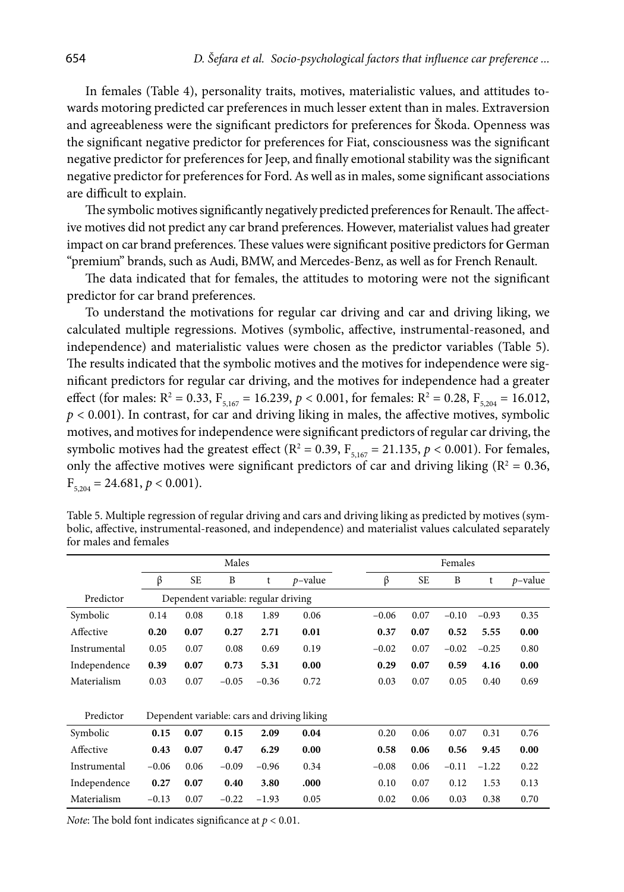In females (Table 4), personality traits, motives, materialistic values, and attitudes towards motoring predicted car preferences in much lesser extent than in males. Extraversion and agreeableness were the significant predictors for preferences for Škoda. Openness was the significant negative predictor for preferences for Fiat, consciousness was the significant negative predictor for preferences for Jeep, and finally emotional stability was the significant negative predictor for preferences for Ford. As well as in males, some significant associations are difficult to explain.

The symbolic motives significantly negatively predicted preferences for Renault. The affective motives did not predict any car brand preferences. However, materialist values had greater impact on car brand preferences. These values were significant positive predictors for German "premium" brands, such as Audi, BMW, and Mercedes-Benz, as well as for French Renault.

The data indicated that for females, the attitudes to motoring were not the significant predictor for car brand preferences.

To understand the motivations for regular car driving and car and driving liking, we calculated multiple regressions. Motives (symbolic, affective, instrumental-reasoned, and independence) and materialistic values were chosen as the predictor variables (Table 5). The results indicated that the symbolic motives and the motives for independence were significant predictors for regular car driving, and the motives for independence had a greater effect (for males: $R^2 = 0.33$, $F_{5,167} = 16.239$, $p < 0.001$, for females: $R^2 = 0.28$, $F_{5,204} = 16.012$, $p < 0.001$). In contrast, for car and driving liking in males, the affective motives, symbolic motives, and motives for independence were significant predictors of regular car driving, the symbolic motives had the greatest effect ($R^2 = 0.39$, $F_{5,167} = 21.135$, $p < 0.001$). For females, only the affective motives were significant predictors of car and driving liking ($R^2 = 0.36$, $F_{5,204} = 24.681$, $p < 0.001$).

Table 5. Multiple regression of regular driving and cars and driving liking as predicted by motives (symbolic, affective, instrumental-reasoned, and independence) and materialist values calculated separately for males and females

| | Males | | | | | Females | | | | |
|---|---|---|---|---|---|---|---|---|---|---|
| | β | SE | B | t | *p*–value | β | SE | B | t | *p*–value |
| Predictor | Dependent variable: regular driving | | | | | | | | | |
| Symbolic | 0.14 | 0.08 | 0.18 | 1.89 | 0.06 | −0.06 | 0.07 | −0.10 | −0.93 | 0.35 |
| Affective | **0.20** | **0.07** | **0.27** | **2.71** | **0.01** | **0.37** | **0.07** | **0.52** | **5.55** | **0.00** |
| Instrumental | 0.05 | 0.07 | 0.08 | 0.69 | 0.19 | −0.02 | 0.07 | −0.02 | −0.25 | 0.80 |
| Independence | **0.39** | **0.07** | **0.73** | **5.31** | **0.00** | **0.29** | **0.07** | **0.59** | **4.16** | **0.00** |
| Materialism | 0.03 | 0.07 | −0.05 | −0.36 | 0.72 | 0.03 | 0.07 | 0.05 | 0.40 | 0.69 |
| Predictor | Dependent variable: cars and driving liking | | | | | | | | | |
| Symbolic | **0.15** | **0.07** | **0.15** | **2.09** | **0.04** | 0.20 | 0.06 | 0.07 | 0.31 | 0.76 |
| Affective | **0.43** | **0.07** | **0.47** | **6.29** | **0.00** | **0.58** | **0.06** | **0.56** | **9.45** | **0.00** |
| Instrumental | −0.06 | 0.06 | −0.09 | −0.96 | 0.34 | −0.08 | 0.06 | −0.11 | −1.22 | 0.22 |
| Independence | **0.27** | **0.07** | **0.40** | **3.80** | **.000** | 0.10 | 0.07 | 0.12 | 1.53 | 0.13 |
| Materialism | −0.13 | 0.07 | −0.22 | −1.93 | 0.05 | 0.02 | 0.06 | 0.03 | 0.38 | 0.70 |

*Note*: The bold font indicates significance at $p < 0.01$.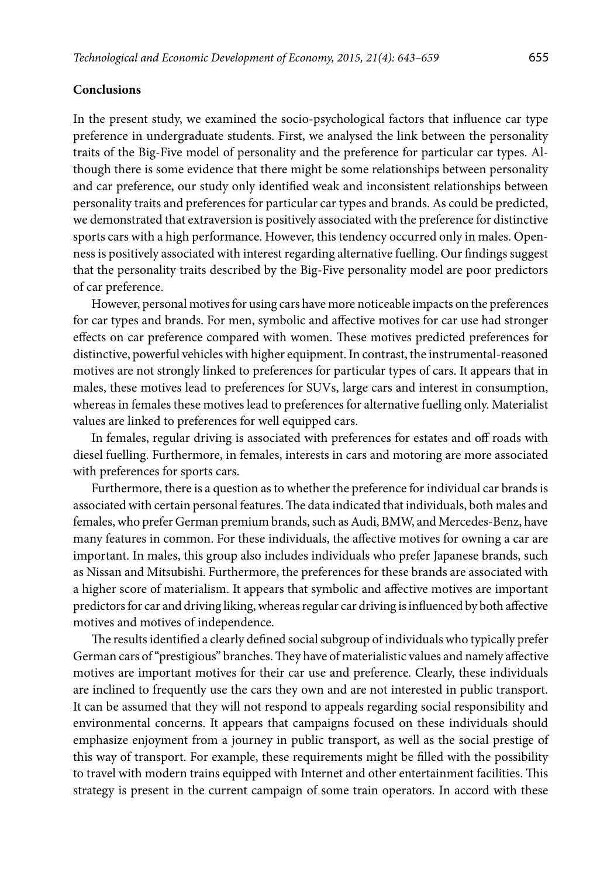## Conclusions

In the present study, we examined the socio-psychological factors that influence car type preference in undergraduate students. First, we analysed the link between the personality traits of the Big-Five model of personality and the preference for particular car types. Although there is some evidence that there might be some relationships between personality and car preference, our study only identified weak and inconsistent relationships between personality traits and preferences for particular car types and brands. As could be predicted, we demonstrated that extraversion is positively associated with the preference for distinctive sports cars with a high performance. However, this tendency occurred only in males. Openness is positively associated with interest regarding alternative fuelling. Our findings suggest that the personality traits described by the Big-Five personality model are poor predictors of car preference.

However, personal motives for using cars have more noticeable impacts on the preferences for car types and brands. For men, symbolic and affective motives for car use had stronger effects on car preference compared with women. These motives predicted preferences for distinctive, powerful vehicles with higher equipment. In contrast, the instrumental-reasoned motives are not strongly linked to preferences for particular types of cars. It appears that in males, these motives lead to preferences for SUVs, large cars and interest in consumption, whereas in females these motives lead to preferences for alternative fuelling only. Materialist values are linked to preferences for well equipped cars.

In females, regular driving is associated with preferences for estates and off roads with diesel fuelling. Furthermore, in females, interests in cars and motoring are more associated with preferences for sports cars.

Furthermore, there is a question as to whether the preference for individual car brands is associated with certain personal features. The data indicated that individuals, both males and females, who prefer German premium brands, such as Audi, BMW, and Mercedes-Benz, have many features in common. For these individuals, the affective motives for owning a car are important. In males, this group also includes individuals who prefer Japanese brands, such as Nissan and Mitsubishi. Furthermore, the preferences for these brands are associated with a higher score of materialism. It appears that symbolic and affective motives are important predictors for car and driving liking, whereas regular car driving is influenced by both affective motives and motives of independence.

The results identified a clearly defined social subgroup of individuals who typically prefer German cars of "prestigious" branches. They have of materialistic values and namely affective motives are important motives for their car use and preference. Clearly, these individuals are inclined to frequently use the cars they own and are not interested in public transport. It can be assumed that they will not respond to appeals regarding social responsibility and environmental concerns. It appears that campaigns focused on these individuals should emphasize enjoyment from a journey in public transport, as well as the social prestige of this way of transport. For example, these requirements might be filled with the possibility to travel with modern trains equipped with Internet and other entertainment facilities. This strategy is present in the current campaign of some train operators. In accord with these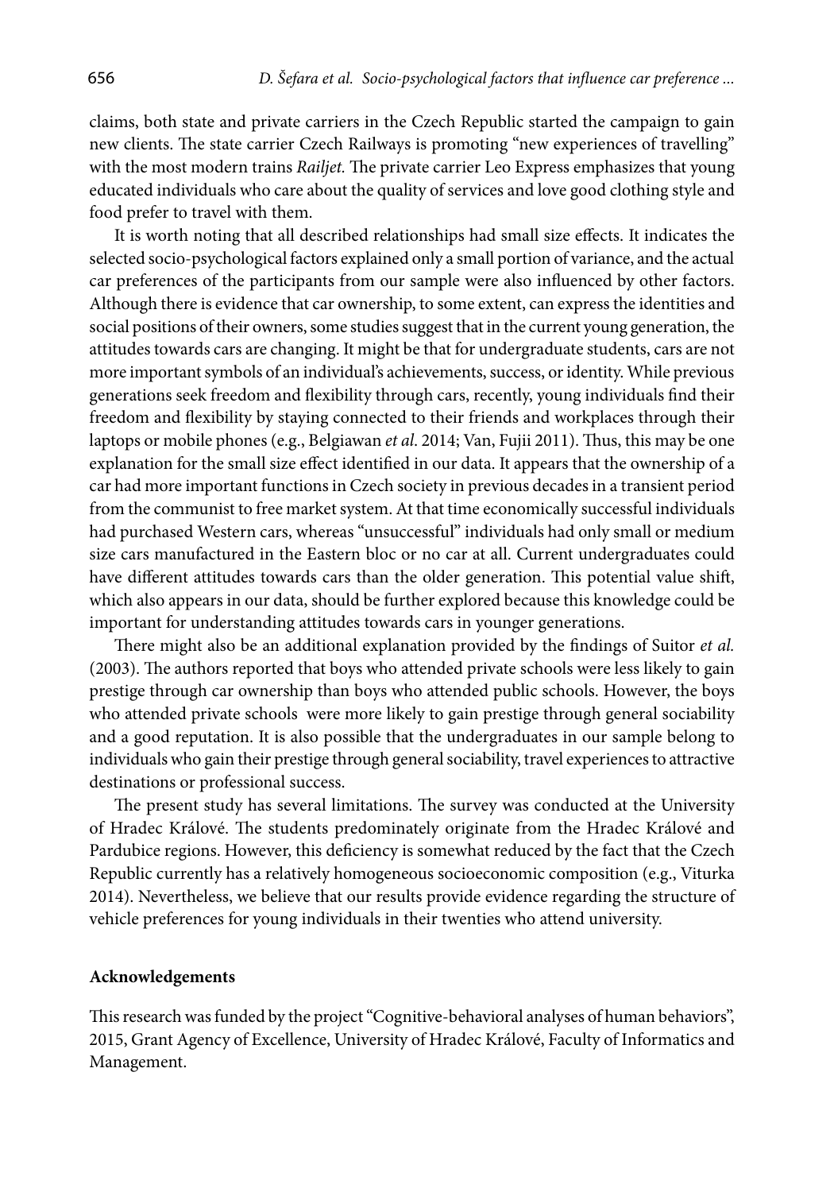claims, both state and private carriers in the Czech Republic started the campaign to gain new clients. The state carrier Czech Railways is promoting "new experiences of travelling" with the most modern trains *Railjet*. The private carrier Leo Express emphasizes that young educated individuals who care about the quality of services and love good clothing style and food prefer to travel with them.

It is worth noting that all described relationships had small size effects. It indicates the selected socio-psychological factors explained only a small portion of variance, and the actual car preferences of the participants from our sample were also influenced by other factors. Although there is evidence that car ownership, to some extent, can express the identities and social positions of their owners, some studies suggest that in the current young generation, the attitudes towards cars are changing. It might be that for undergraduate students, cars are not more important symbols of an individual's achievements, success, or identity. While previous generations seek freedom and flexibility through cars, recently, young individuals find their freedom and flexibility by staying connected to their friends and workplaces through their laptops or mobile phones (e.g., Belgiawan *et al.* 2014; Van, Fujii 2011). Thus, this may be one explanation for the small size effect identified in our data. It appears that the ownership of a car had more important functions in Czech society in previous decades in a transient period from the communist to free market system. At that time economically successful individuals had purchased Western cars, whereas "unsuccessful" individuals had only small or medium size cars manufactured in the Eastern bloc or no car at all. Current undergraduates could have different attitudes towards cars than the older generation. This potential value shift, which also appears in our data, should be further explored because this knowledge could be important for understanding attitudes towards cars in younger generations.

There might also be an additional explanation provided by the findings of Suitor *et al.* (2003). The authors reported that boys who attended private schools were less likely to gain prestige through car ownership than boys who attended public schools. However, the boys who attended private schools were more likely to gain prestige through general sociability and a good reputation. It is also possible that the undergraduates in our sample belong to individuals who gain their prestige through general sociability, travel experiences to attractive destinations or professional success.

The present study has several limitations. The survey was conducted at the University of Hradec Králové. The students predominately originate from the Hradec Králové and Pardubice regions. However, this deficiency is somewhat reduced by the fact that the Czech Republic currently has a relatively homogeneous socioeconomic composition (e.g., Viturka 2014). Nevertheless, we believe that our results provide evidence regarding the structure of vehicle preferences for young individuals in their twenties who attend university.

**Acknowledgements**

This research was funded by the project "Cognitive-behavioral analyses of human behaviors", 2015, Grant Agency of Excellence, University of Hradec Králové, Faculty of Informatics and Management.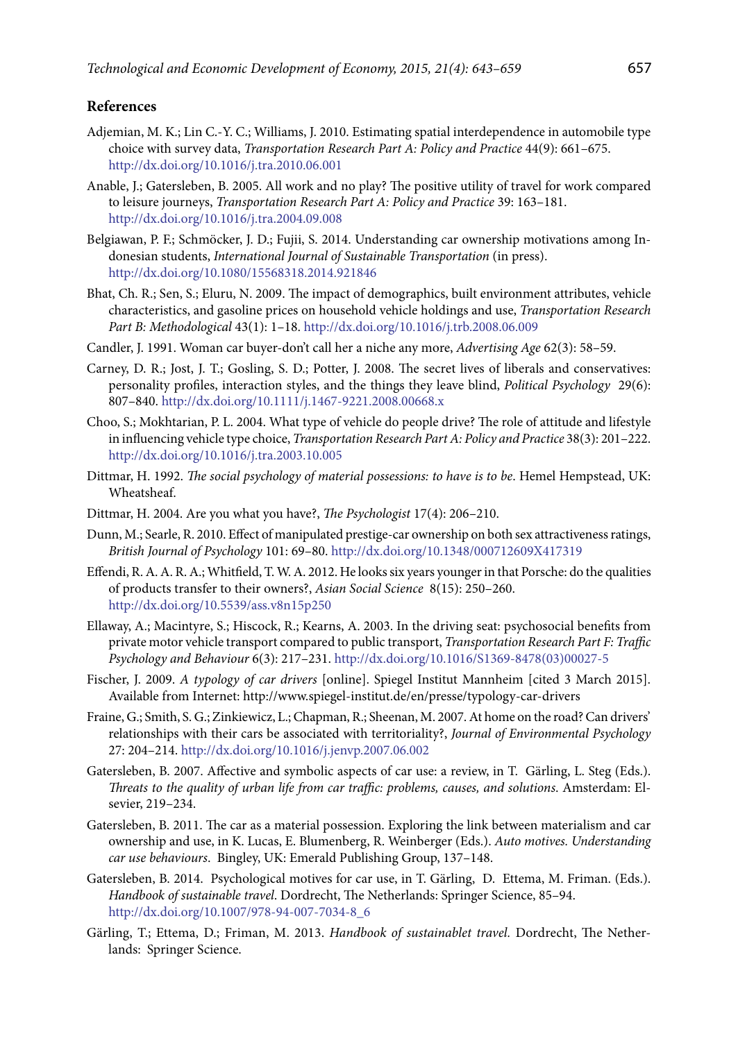## References

Adjemian, M. K.; Lin C.-Y. C.; Williams, J. 2010. Estimating spatial interdependence in automobile type choice with survey data, *Transportation Research Part A: Policy and Practice* 44(9): 661–675. http://dx.doi.org/10.1016/j.tra.2010.06.001

Anable, J.; Gatersleben, B. 2005. All work and no play? The positive utility of travel for work compared to leisure journeys, *Transportation Research Part A: Policy and Practice* 39: 163–181. http://dx.doi.org/10.1016/j.tra.2004.09.008

Belgiawan, P. F.; Schmöcker, J. D.; Fujii, S. 2014. Understanding car ownership motivations among Indonesian students, *International Journal of Sustainable Transportation* (in press). http://dx.doi.org/10.1080/15568318.2014.921846

Bhat, Ch. R.; Sen, S.; Eluru, N. 2009. The impact of demographics, built environment attributes, vehicle characteristics, and gasoline prices on household vehicle holdings and use, *Transportation Research Part B: Methodological* 43(1): 1–18. http://dx.doi.org/10.1016/j.trb.2008.06.009

Candler, J. 1991. Woman car buyer-don't call her a niche any more, *Advertising Age* 62(3): 58–59.

Carney, D. R.; Jost, J. T.; Gosling, S. D.; Potter, J. 2008. The secret lives of liberals and conservatives: personality profiles, interaction styles, and the things they leave blind, *Political Psychology* 29(6): 807–840. http://dx.doi.org/10.1111/j.1467-9221.2008.00668.x

Choo, S.; Mokhtarian, P. L. 2004. What type of vehicle do people drive? The role of attitude and lifestyle in influencing vehicle type choice, *Transportation Research Part A: Policy and Practice* 38(3): 201–222. http://dx.doi.org/10.1016/j.tra.2003.10.005

Dittmar, H. 1992. *The social psychology of material possessions: to have is to be*. Hemel Hempstead, UK: Wheatsheaf.

Dittmar, H. 2004. Are you what you have?, *The Psychologist* 17(4): 206–210.

Dunn, M.; Searle, R. 2010. Effect of manipulated prestige-car ownership on both sex attractiveness ratings, *British Journal of Psychology* 101: 69–80. http://dx.doi.org/10.1348/000712609X417319

Effendi, R. A. A. R. A.; Whitfield, T. W. A. 2012. He looks six years younger in that Porsche: do the qualities of products transfer to their owners?, *Asian Social Science* 8(15): 250–260. http://dx.doi.org/10.5539/ass.v8n15p250

Ellaway, A.; Macintyre, S.; Hiscock, R.; Kearns, A. 2003. In the driving seat: psychosocial benefits from private motor vehicle transport compared to public transport, *Transportation Research Part F: Traffic Psychology and Behaviour* 6(3): 217–231. http://dx.doi.org/10.1016/S1369-8478(03)00027-5

Fischer, J. 2009. *A typology of car drivers* [online]. Spiegel Institut Mannheim [cited 3 March 2015]. Available from Internet: http://www.spiegel-institut.de/en/presse/typology-car-drivers

Fraine, G.; Smith, S. G.; Zinkiewicz, L.; Chapman, R.; Sheenan, M. 2007. At home on the road? Can drivers' relationships with their cars be associated with territoriality?, *Journal of Environmental Psychology* 27: 204–214. http://dx.doi.org/10.1016/j.jenvp.2007.06.002

Gatersleben, B. 2007. Affective and symbolic aspects of car use: a review, in T. Gärling, L. Steg (Eds.). *Threats to the quality of urban life from car traffic: problems, causes, and solutions*. Amsterdam: Elsevier, 219–234.

Gatersleben, B. 2011. The car as a material possession. Exploring the link between materialism and car ownership and use, in K. Lucas, E. Blumenberg, R. Weinberger (Eds.). *Auto motives. Understanding car use behaviours.* Bingley, UK: Emerald Publishing Group, 137–148.

Gatersleben, B. 2014. Psychological motives for car use, in T. Gärling, D. Ettema, M. Friman. (Eds.). *Handbook of sustainable travel*. Dordrecht, The Netherlands: Springer Science, 85–94. http://dx.doi.org/10.1007/978-94-007-7034-8_6

Gärling, T.; Ettema, D.; Friman, M. 2013. *Handbook of sustainablet travel.* Dordrecht, The Netherlands: Springer Science.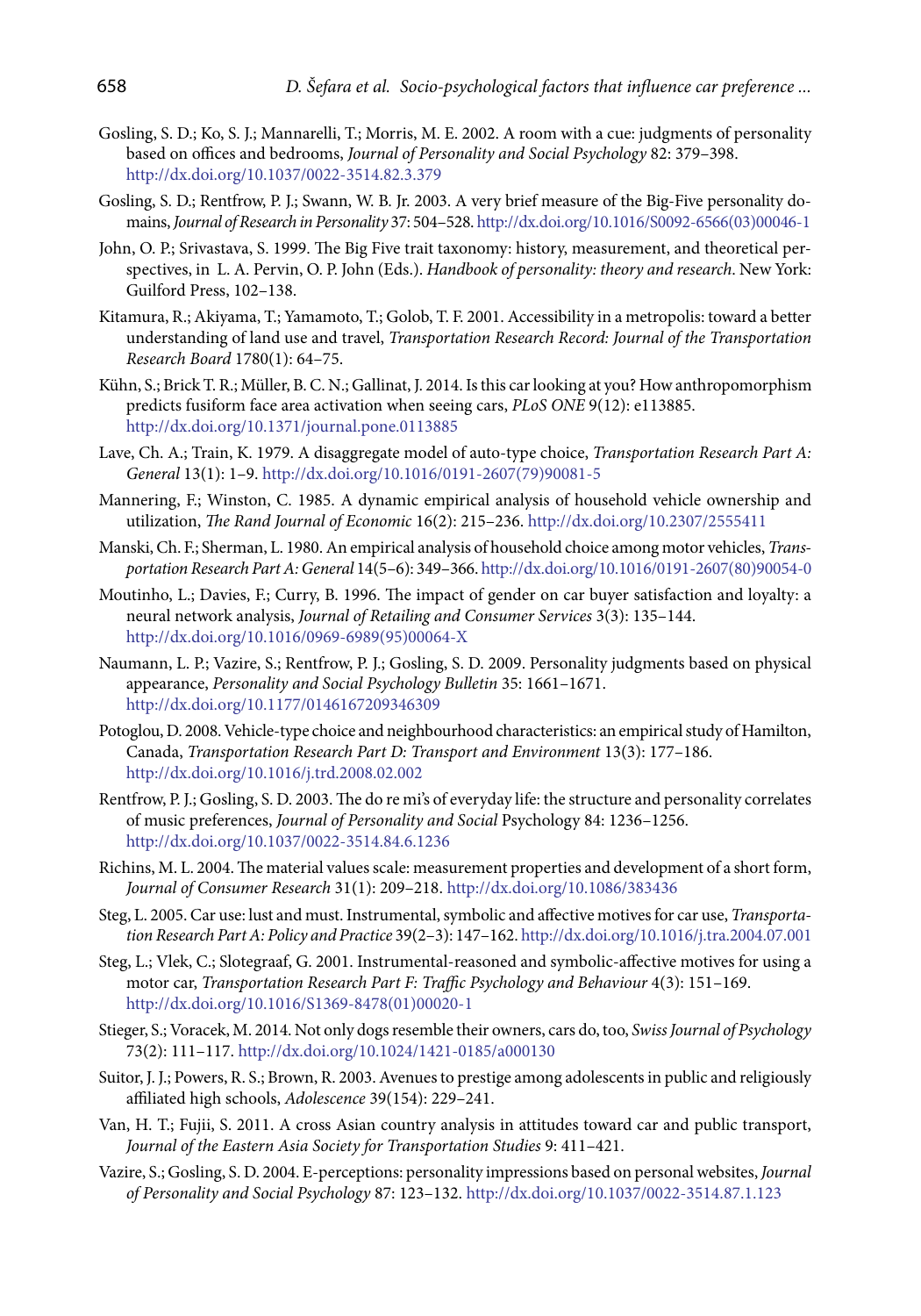Gosling, S. D.; Ko, S. J.; Mannarelli, T.; Morris, M. E. 2002. A room with a cue: judgments of personality based on offices and bedrooms, *Journal of Personality and Social Psychology* 82: 379–398. http://dx.doi.org/10.1037/0022-3514.82.3.379

Gosling, S. D.; Rentfrow, P. J.; Swann, W. B. Jr. 2003. A very brief measure of the Big-Five personality domains, *Journal of Research in Personality* 37: 504–528. http://dx.doi.org/10.1016/S0092-6566(03)00046-1

John, O. P.; Srivastava, S. 1999. The Big Five trait taxonomy: history, measurement, and theoretical perspectives, in L. A. Pervin, O. P. John (Eds.). *Handbook of personality: theory and research*. New York: Guilford Press, 102–138.

Kitamura, R.; Akiyama, T.; Yamamoto, T.; Golob, T. F. 2001. Accessibility in a metropolis: toward a better understanding of land use and travel, *Transportation Research Record: Journal of the Transportation Research Board* 1780(1): 64–75.

Kühn, S.; Brick T. R.; Müller, B. C. N.; Gallinat, J. 2014. Is this car looking at you? How anthropomorphism predicts fusiform face area activation when seeing cars, *PLoS ONE* 9(12): e113885. http://dx.doi.org/10.1371/journal.pone.0113885

Lave, Ch. A.; Train, K. 1979. A disaggregate model of auto-type choice, *Transportation Research Part A: General* 13(1): 1–9. http://dx.doi.org/10.1016/0191-2607(79)90081-5

Mannering, F.; Winston, C. 1985. A dynamic empirical analysis of household vehicle ownership and utilization, *The Rand Journal of Economic* 16(2): 215–236. http://dx.doi.org/10.2307/2555411

Manski, Ch. F.; Sherman, L. 1980. An empirical analysis of household choice among motor vehicles, *Transportation Research Part A: General* 14(5–6): 349–366. http://dx.doi.org/10.1016/0191-2607(80)90054-0

Moutinho, L.; Davies, F.; Curry, B. 1996. The impact of gender on car buyer satisfaction and loyalty: a neural network analysis, *Journal of Retailing and Consumer Services* 3(3): 135–144. http://dx.doi.org/10.1016/0969-6989(95)00064-X

Naumann, L. P.; Vazire, S.; Rentfrow, P. J.; Gosling, S. D. 2009. Personality judgments based on physical appearance, *Personality and Social Psychology Bulletin* 35: 1661–1671. http://dx.doi.org/10.1177/0146167209346309

Potoglou, D. 2008. Vehicle-type choice and neighbourhood characteristics: an empirical study of Hamilton, Canada, *Transportation Research Part D: Transport and Environment* 13(3): 177–186. http://dx.doi.org/10.1016/j.trd.2008.02.002

Rentfrow, P. J.; Gosling, S. D. 2003. The do re mi's of everyday life: the structure and personality correlates of music preferences, *Journal of Personality and Social* Psychology 84: 1236–1256. http://dx.doi.org/10.1037/0022-3514.84.6.1236

Richins, M. L. 2004. The material values scale: measurement properties and development of a short form, *Journal of Consumer Research* 31(1): 209–218. http://dx.doi.org/10.1086/383436

Steg, L. 2005. Car use: lust and must. Instrumental, symbolic and affective motives for car use, *Transportation Research Part A: Policy and Practice* 39(2–3): 147–162. http://dx.doi.org/10.1016/j.tra.2004.07.001

Steg, L.; Vlek, C.; Slotegraaf, G. 2001. Instrumental-reasoned and symbolic-affective motives for using a motor car, *Transportation Research Part F: Traffic Psychology and Behaviour* 4(3): 151–169. http://dx.doi.org/10.1016/S1369-8478(01)00020-1

Stieger, S.; Voracek, M. 2014. Not only dogs resemble their owners, cars do, too, *Swiss Journal of Psychology* 73(2): 111–117. http://dx.doi.org/10.1024/1421-0185/a000130

Suitor, J. J.; Powers, R. S.; Brown, R. 2003. Avenues to prestige among adolescents in public and religiously affiliated high schools, *Adolescence* 39(154): 229–241.

Van, H. T.; Fujii, S. 2011. A cross Asian country analysis in attitudes toward car and public transport, *Journal of the Eastern Asia Society for Transportation Studies* 9: 411–421.

Vazire, S.; Gosling, S. D. 2004. E-perceptions: personality impressions based on personal websites, *Journal of Personality and Social Psychology* 87: 123–132. http://dx.doi.org/10.1037/0022-3514.87.1.123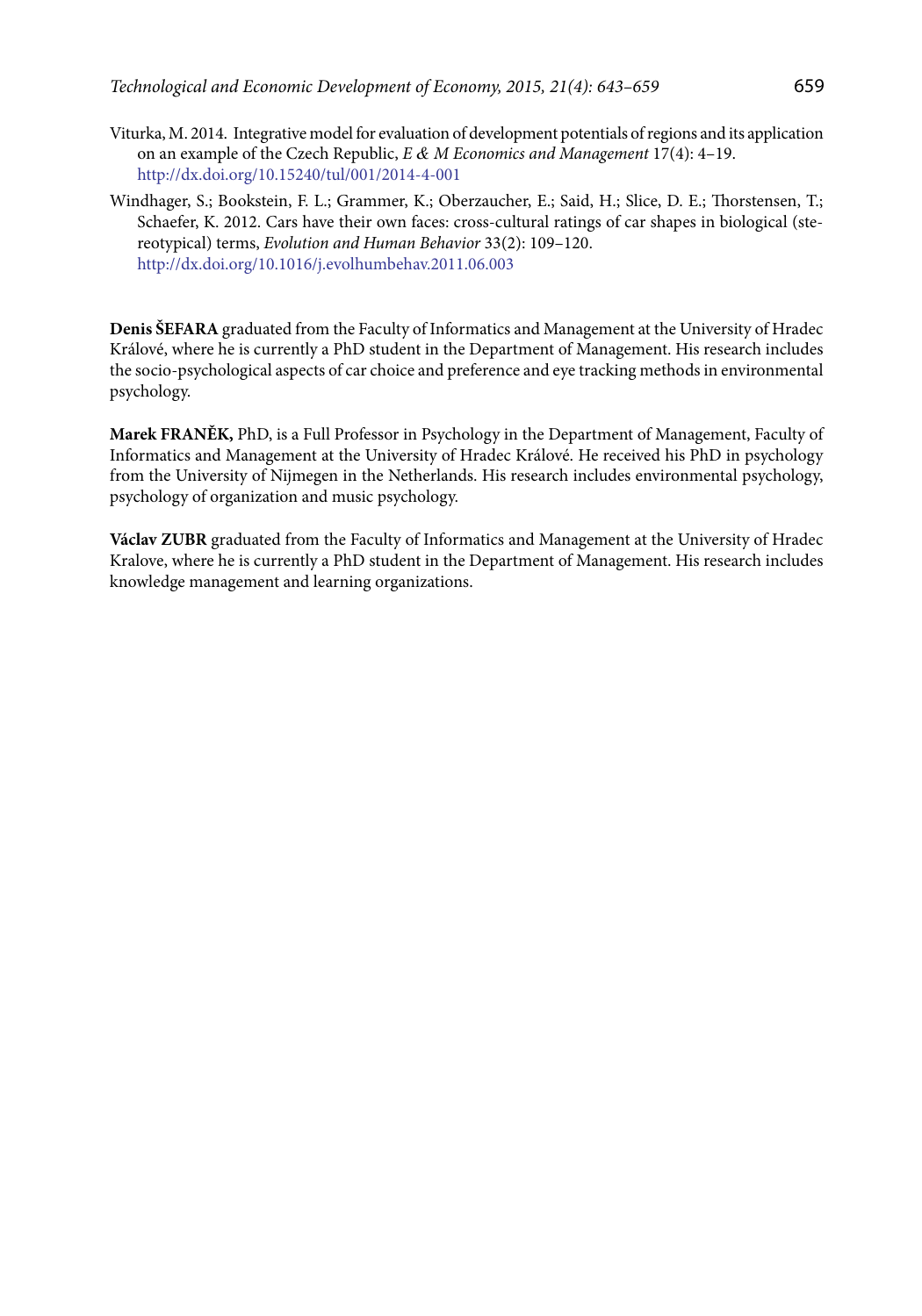Viturka, M. 2014. Integrative model for evaluation of development potentials of regions and its application on an example of the Czech Republic, *E & M Economics and Management* 17(4): 4–19. http://dx.doi.org/10.15240/tul/001/2014-4-001

Windhager, S.; Bookstein, F. L.; Grammer, K.; Oberzaucher, E.; Said, H.; Slice, D. E.; Thorstensen, T.; Schaefer, K. 2012. Cars have their own faces: cross-cultural ratings of car shapes in biological (stereotypical) terms, *Evolution and Human Behavior* 33(2): 109–120. http://dx.doi.org/10.1016/j.evolhumbehav.2011.06.003

**Denis ŠEFARA** graduated from the Faculty of Informatics and Management at the University of Hradec Králové, where he is currently a PhD student in the Department of Management. His research includes the socio-psychological aspects of car choice and preference and eye tracking methods in environmental psychology.

**Marek FRANĚK,** PhD, is a Full Professor in Psychology in the Department of Management, Faculty of Informatics and Management at the University of Hradec Králové. He received his PhD in psychology from the University of Nijmegen in the Netherlands. His research includes environmental psychology, psychology of organization and music psychology.

**Václav ZUBR** graduated from the Faculty of Informatics and Management at the University of Hradec Kralove, where he is currently a PhD student in the Department of Management. His research includes knowledge management and learning organizations.